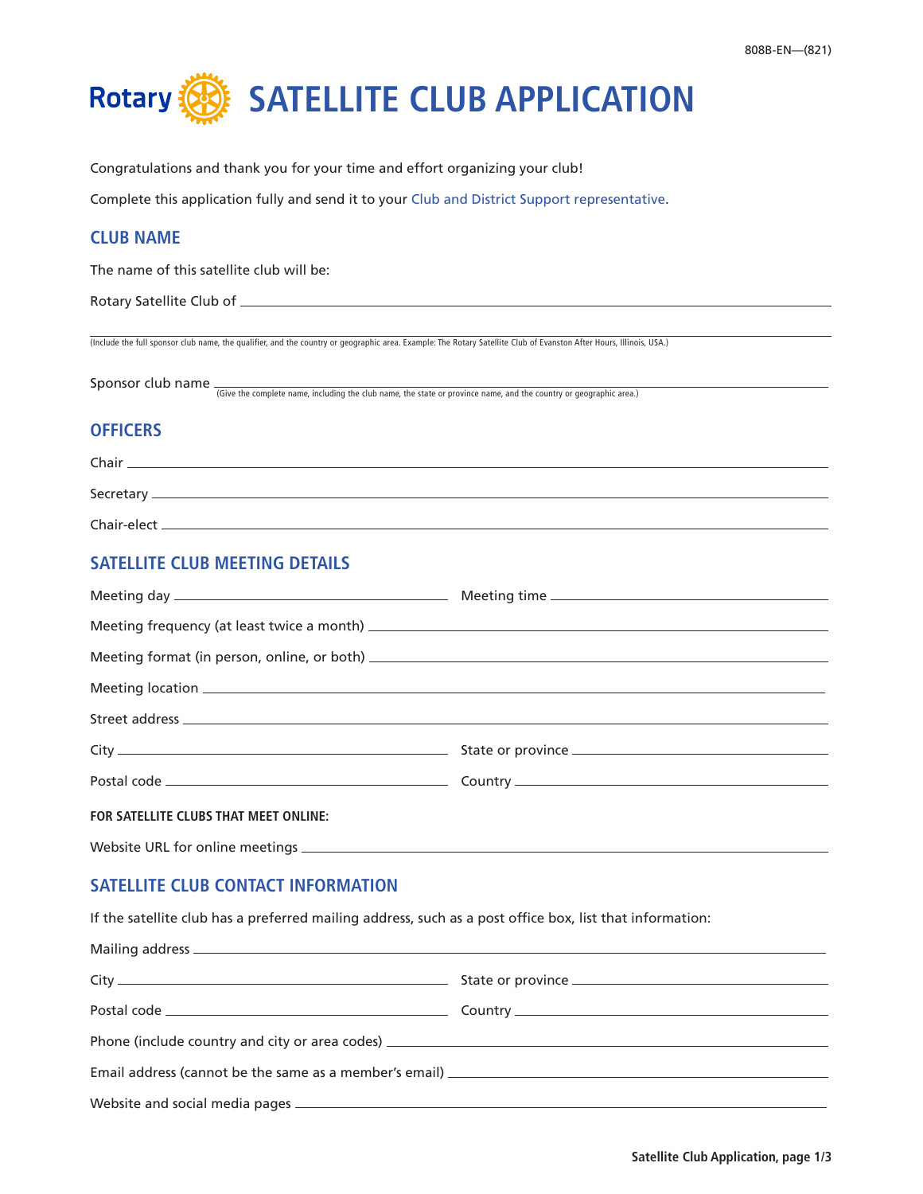808B-EN—(821)

# SATELLITE CLUB APPLICATION

Congratulations and thank you for your time and effort organizing your club!

Complete this application fully and send it to your Club and District Support representative.

## CLUB NAME

The name of this satellite club will be:

Rotary Satellite Club of \_\_\_\_\_\_\_\_\_\_\_\_\_\_\_\_\_\_\_\_\_\_\_\_\_\_\_\_\_\_\_\_\_\_\_\_\_\_\_\_

\_\_\_\_\_\_\_\_\_\_\_\_\_\_\_\_\_\_\_\_\_\_\_\_\_\_\_\_\_\_\_\_\_\_\_\_\_\_\_\_\_\_\_\_\_\_\_\_\_\_\_\_\_\_\_\_\_\_\_\_

(Include the full sponsor club name, the qualifier, and the country or geographic area. Example: The Rotary Satellite Club of Evanston After Hours, Illinois, USA.)

Sponsor club name \_\_\_\_\_\_\_\_\_\_\_\_\_\_\_\_\_\_\_\_\_\_\_\_\_\_\_\_\_\_\_\_\_\_\_\_\_\_\_\_
(Give the complete name, including the club name, the state or province name, and the country or geographic area.)

## OFFICERS

Chair \_\_\_\_\_\_\_\_\_\_\_\_\_\_\_\_\_\_\_\_\_\_\_\_\_\_\_\_\_\_\_\_\_\_\_\_\_\_\_\_

Secretary \_\_\_\_\_\_\_\_\_\_\_\_\_\_\_\_\_\_\_\_\_\_\_\_\_\_\_\_\_\_\_\_\_\_\_\_\_\_\_\_

Chair-elect \_\_\_\_\_\_\_\_\_\_\_\_\_\_\_\_\_\_\_\_\_\_\_\_\_\_\_\_\_\_\_\_\_\_\_\_\_\_\_\_

## SATELLITE CLUB MEETING DETAILS

Meeting day \_\_\_\_\_\_\_\_\_\_\_\_\_\_\_\_\_\_\_\_ Meeting time \_\_\_\_\_\_\_\_\_\_\_\_\_\_\_\_\_\_\_\_

Meeting frequency (at least twice a month) \_\_\_\_\_\_\_\_\_\_\_\_\_\_\_\_\_\_\_\_\_\_\_\_\_\_\_\_\_\_

Meeting format (in person, online, or both) \_\_\_\_\_\_\_\_\_\_\_\_\_\_\_\_\_\_\_\_\_\_\_\_\_\_\_\_\_\_

Meeting location \_\_\_\_\_\_\_\_\_\_\_\_\_\_\_\_\_\_\_\_\_\_\_\_\_\_\_\_\_\_\_\_\_\_\_\_\_\_\_\_

Street address \_\_\_\_\_\_\_\_\_\_\_\_\_\_\_\_\_\_\_\_\_\_\_\_\_\_\_\_\_\_\_\_\_\_\_\_\_\_\_\_

City \_\_\_\_\_\_\_\_\_\_\_\_\_\_\_\_\_\_\_\_ State or province \_\_\_\_\_\_\_\_\_\_\_\_\_\_\_\_\_\_\_\_

Postal code \_\_\_\_\_\_\_\_\_\_\_\_\_\_\_\_\_\_\_\_ Country \_\_\_\_\_\_\_\_\_\_\_\_\_\_\_\_\_\_\_\_

**FOR SATELLITE CLUBS THAT MEET ONLINE:**

Website URL for online meetings \_\_\_\_\_\_\_\_\_\_\_\_\_\_\_\_\_\_\_\_\_\_\_\_\_\_\_\_\_\_\_\_\_\_\_\_\_\_\_\_

## SATELLITE CLUB CONTACT INFORMATION

If the satellite club has a preferred mailing address, such as a post office box, list that information:

Mailing address \_\_\_\_\_\_\_\_\_\_\_\_\_\_\_\_\_\_\_\_\_\_\_\_\_\_\_\_\_\_\_\_\_\_\_\_\_\_\_\_

City \_\_\_\_\_\_\_\_\_\_\_\_\_\_\_\_\_\_\_\_ State or province \_\_\_\_\_\_\_\_\_\_\_\_\_\_\_\_\_\_\_\_

Postal code \_\_\_\_\_\_\_\_\_\_\_\_\_\_\_\_\_\_\_\_ Country \_\_\_\_\_\_\_\_\_\_\_\_\_\_\_\_\_\_\_\_

Phone (include country and city or area codes) \_\_\_\_\_\_\_\_\_\_\_\_\_\_\_\_\_\_\_\_\_\_\_\_\_\_\_\_\_\_

Email address (cannot be the same as a member's email) \_\_\_\_\_\_\_\_\_\_\_\_\_\_\_\_\_\_\_\_\_\_\_\_\_\_\_\_\_\_

Website and social media pages \_\_\_\_\_\_\_\_\_\_\_\_\_\_\_\_\_\_\_\_\_\_\_\_\_\_\_\_\_\_\_\_\_\_\_\_\_\_\_\_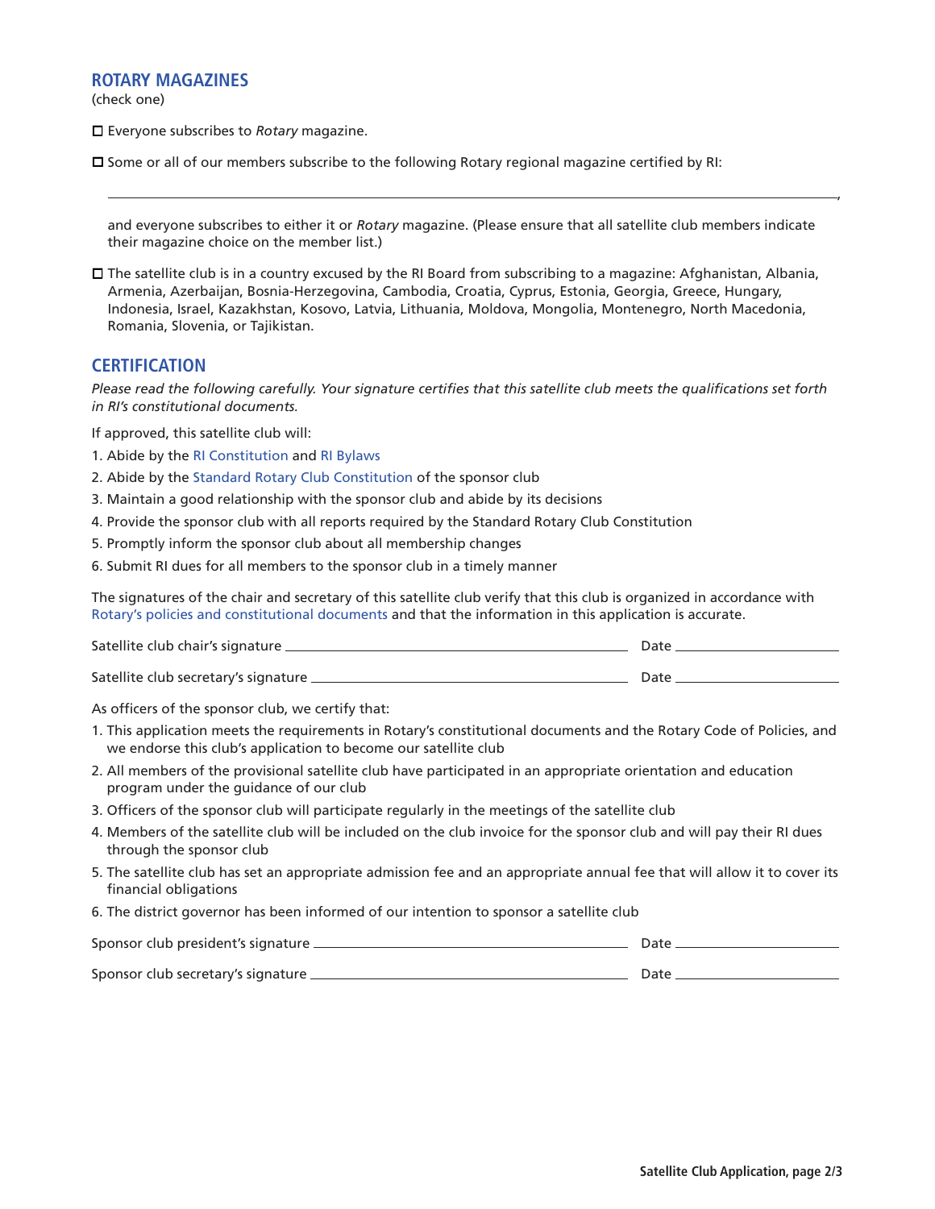## ROTARY MAGAZINES

(check one)

☐ Everyone subscribes to *Rotary* magazine.

☐ Some or all of our members subscribe to the following Rotary regional magazine certified by RI:

_______________________________________________________________________________,

and everyone subscribes to either it or *Rotary* magazine. (Please ensure that all satellite club members indicate their magazine choice on the member list.)

☐ The satellite club is in a country excused by the RI Board from subscribing to a magazine: Afghanistan, Albania, Armenia, Azerbaijan, Bosnia-Herzegovina, Cambodia, Croatia, Cyprus, Estonia, Georgia, Greece, Hungary, Indonesia, Israel, Kazakhstan, Kosovo, Latvia, Lithuania, Moldova, Mongolia, Montenegro, North Macedonia, Romania, Slovenia, or Tajikistan.

## CERTIFICATION

*Please read the following carefully. Your signature certifies that this satellite club meets the qualifications set forth in RI's constitutional documents.*

If approved, this satellite club will:

1. Abide by the RI Constitution and RI Bylaws
2. Abide by the Standard Rotary Club Constitution of the sponsor club
3. Maintain a good relationship with the sponsor club and abide by its decisions
4. Provide the sponsor club with all reports required by the Standard Rotary Club Constitution
5. Promptly inform the sponsor club about all membership changes
6. Submit RI dues for all members to the sponsor club in a timely manner

The signatures of the chair and secretary of this satellite club verify that this club is organized in accordance with Rotary's policies and constitutional documents and that the information in this application is accurate.

Satellite club chair's signature ______________________________ Date ______________

Satellite club secretary's signature ______________________________ Date ______________

As officers of the sponsor club, we certify that:

1. This application meets the requirements in Rotary's constitutional documents and the Rotary Code of Policies, and we endorse this club's application to become our satellite club
2. All members of the provisional satellite club have participated in an appropriate orientation and education program under the guidance of our club
3. Officers of the sponsor club will participate regularly in the meetings of the satellite club
4. Members of the satellite club will be included on the club invoice for the sponsor club and will pay their RI dues through the sponsor club
5. The satellite club has set an appropriate admission fee and an appropriate annual fee that will allow it to cover its financial obligations
6. The district governor has been informed of our intention to sponsor a satellite club

Sponsor club president's signature ______________________________ Date ______________

Sponsor club secretary's signature ______________________________ Date ______________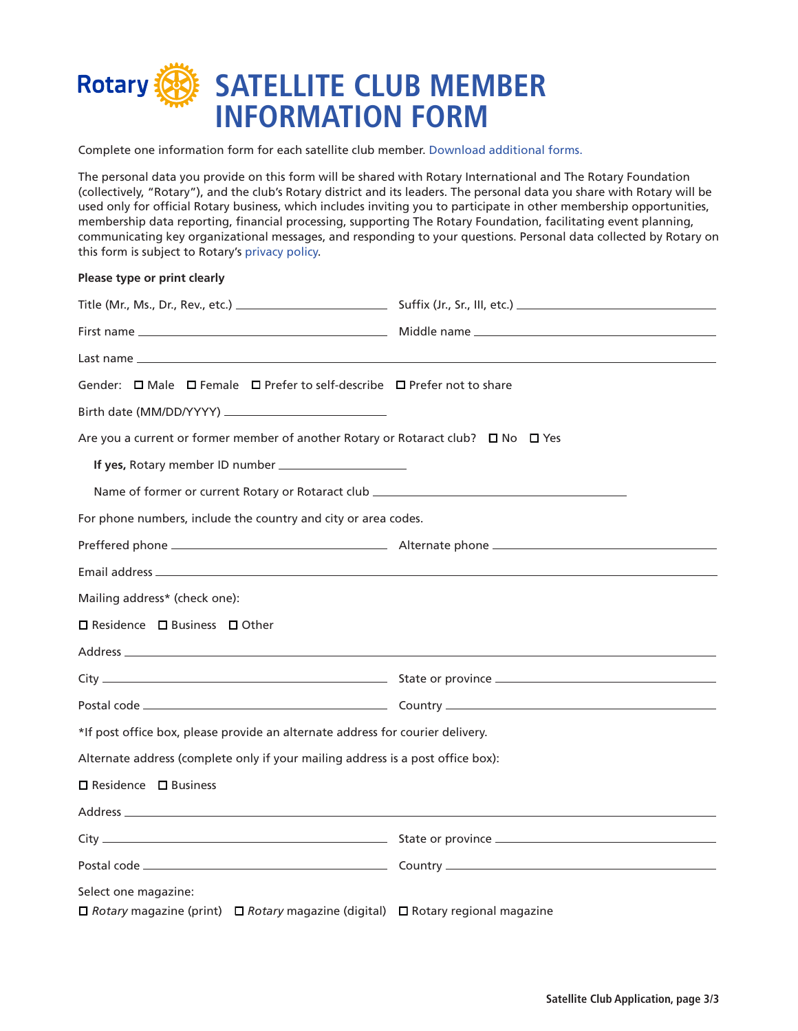# SATELLITE CLUB MEMBER INFORMATION FORM

Complete one information form for each satellite club member. Download additional forms.

The personal data you provide on this form will be shared with Rotary International and The Rotary Foundation (collectively, "Rotary"), and the club's Rotary district and its leaders. The personal data you share with Rotary will be used only for official Rotary business, which includes inviting you to participate in other membership opportunities, membership data reporting, financial processing, supporting The Rotary Foundation, facilitating event planning, communicating key organizational messages, and responding to your questions. Personal data collected by Rotary on this form is subject to Rotary's privacy policy.

**Please type or print clearly**

Title (Mr., Ms., Dr., Rev., etc.) ______________________ Suffix (Jr., Sr., III, etc.) ______________________

First name ______________________ Middle name ______________________

Last name ______________________________________________

Gender: ☐ Male ☐ Female ☐ Prefer to self-describe ☐ Prefer not to share

Birth date (MM/DD/YYYY) ______________________

Are you a current or former member of another Rotary or Rotaract club? ☐ No ☐ Yes

**If yes,** Rotary member ID number ______________________

Name of former or current Rotary or Rotaract club ______________________

For phone numbers, include the country and city or area codes.

Preffered phone ______________________ Alternate phone ______________________

Email address ______________________________________________

Mailing address* (check one):

☐ Residence ☐ Business ☐ Other

Address ______________________________________________

City ______________________ State or province ______________________

Postal code ______________________ Country ______________________

*If post office box, please provide an alternate address for courier delivery.

Alternate address (complete only if your mailing address is a post office box):

☐ Residence ☐ Business

Address ______________________________________________

City ______________________ State or province ______________________

Postal code ______________________ Country ______________________

Select one magazine:

☐ *Rotary* magazine (print) ☐ *Rotary* magazine (digital) ☐ Rotary regional magazine